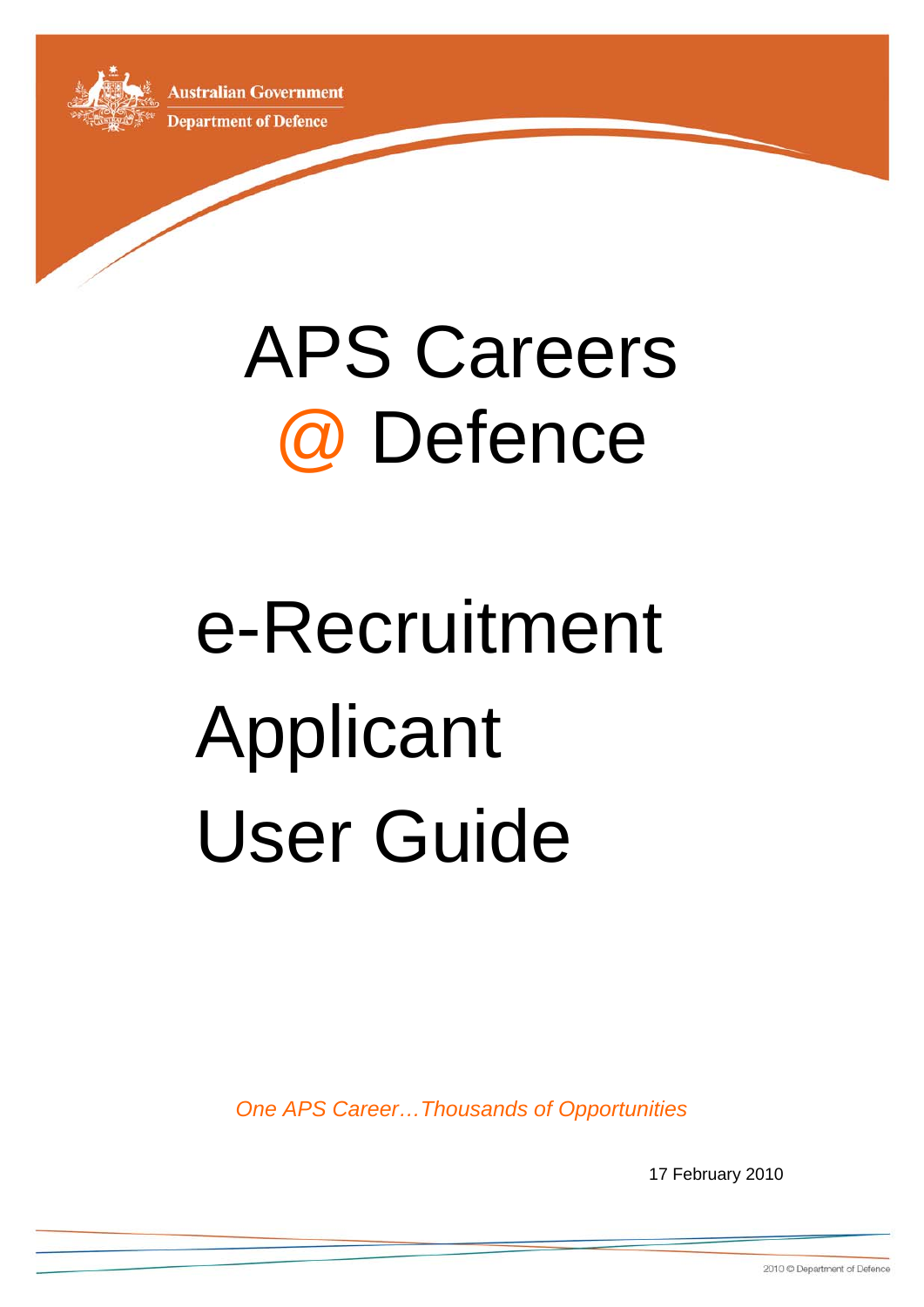Australian Government

Department of Defence

# APS Careers @ Defence

# e-Recruitment Applicant User Guide

*One APS Career…Thousands of Opportunities*

17 February 2010

2010 © Department of Defence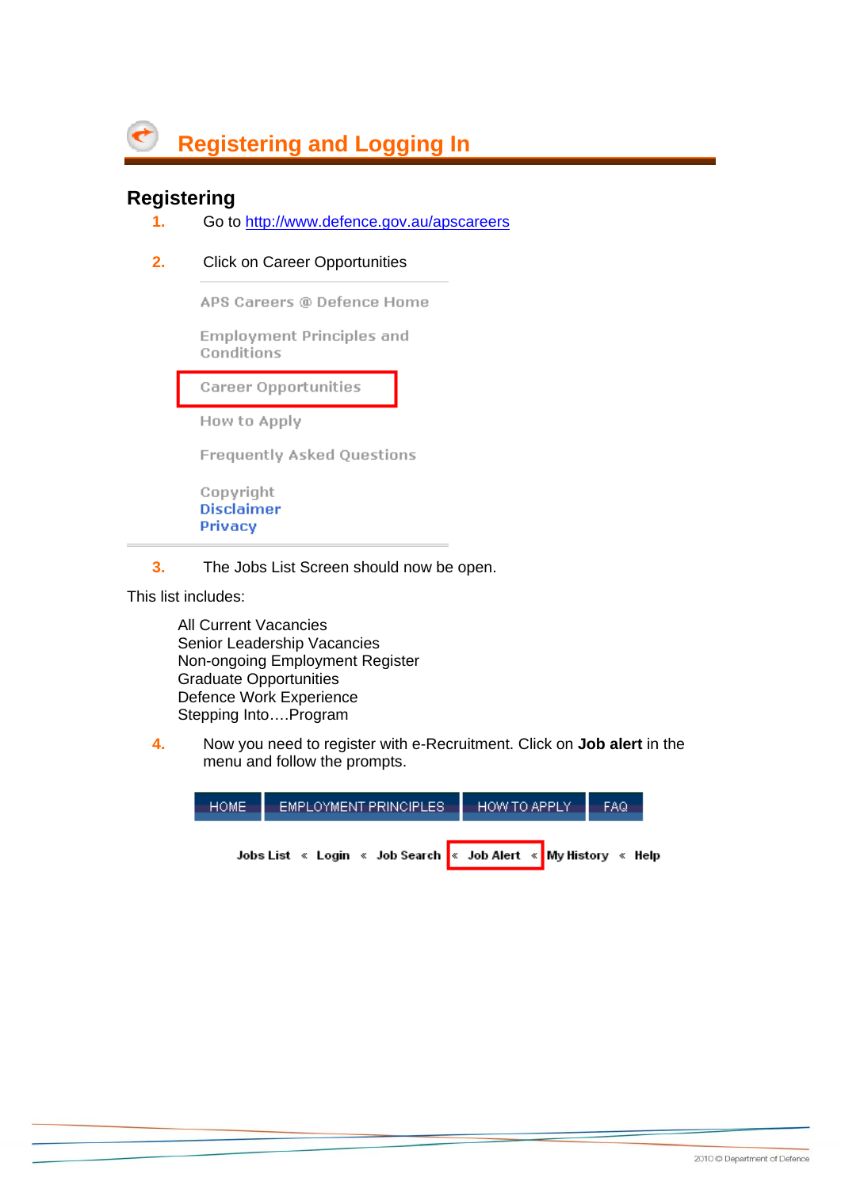# Registering and Logging In

## Registering

1. Go to http://www.defence.gov.au/apscareers

2. Click on Career Opportunities

   APS Careers @ Defence Home

   Employment Principles and Conditions

   Career Opportunities

   How to Apply

   Frequently Asked Questions

   Copyright
   Disclaimer
   Privacy

3. The Jobs List Screen should now be open.

This list includes:

All Current Vacancies
Senior Leadership Vacancies
Non-ongoing Employment Register
Graduate Opportunities
Defence Work Experience
Stepping Into….Program

4. Now you need to register with e-Recruitment. Click on **Job alert** in the menu and follow the prompts.

   HOME | EMPLOYMENT PRINCIPLES | HOW TO APPLY | FAQ

   Jobs List « Login « Job Search « Job Alert « My History « Help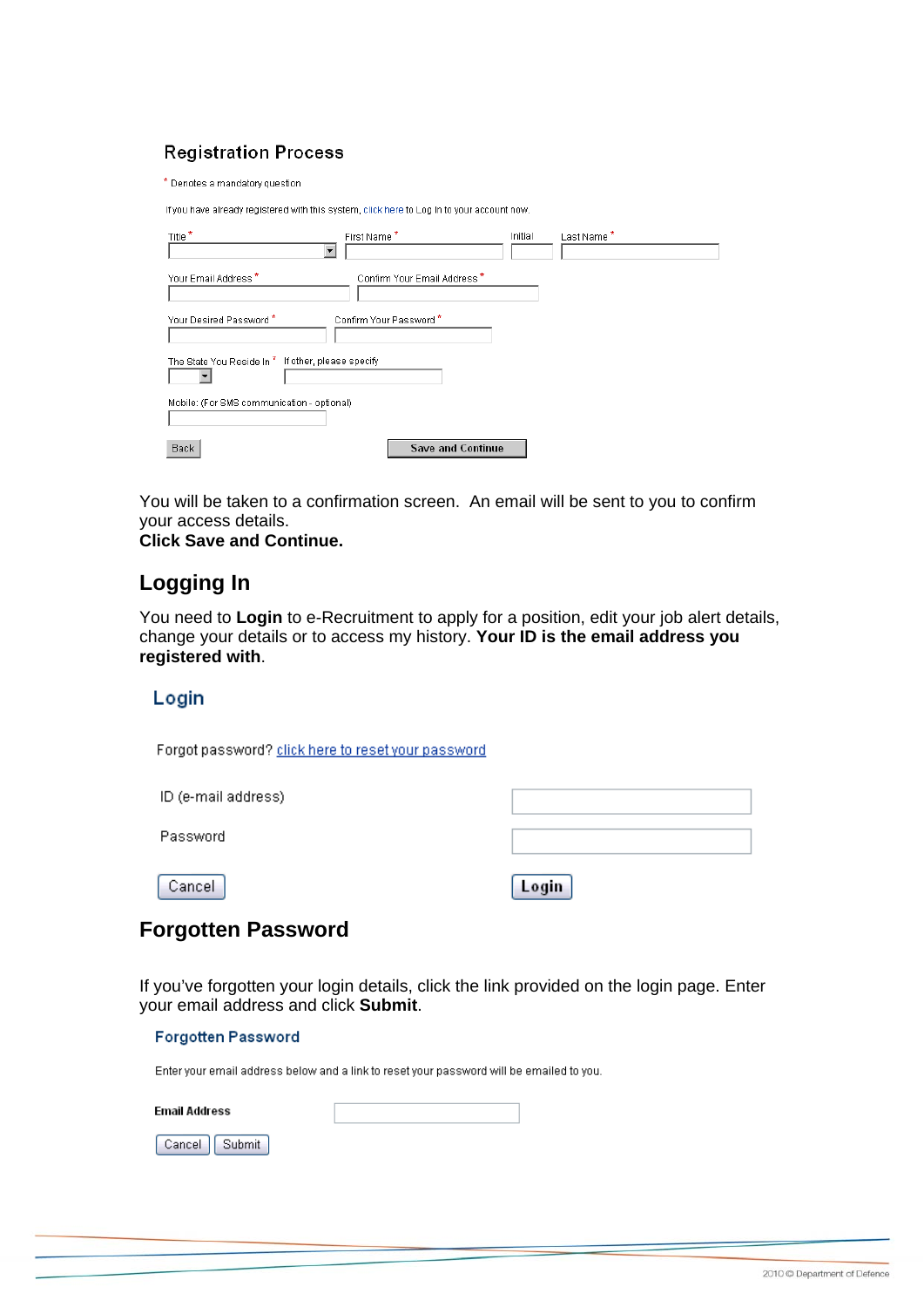## Registration Process

* Denotes a mandatory question

If you have already registered with this system, click here to Log In to your account now.

Title * First Name * Initial Last Name *

Your Email Address * Confirm Your Email Address *

Your Desired Password * Confirm Your Password *

The State You Reside In * If other, please specify

Mobile: (For SMS communication - optional)

Back Save and Continue

You will be taken to a confirmation screen. An email will be sent to you to confirm your access details.
**Click Save and Continue.**

## Logging In

You need to **Login** to e-Recruitment to apply for a position, edit your job alert details, change your details or to access my history. **Your ID is the email address you registered with**.

### Login

Forgot password? click here to reset your password

ID (e-mail address)

Password

Cancel Login

## Forgotten Password

If you've forgotten your login details, click the link provided on the login page. Enter your email address and click **Submit**.

### Forgotten Password

Enter your email address below and a link to reset your password will be emailed to you.

**Email Address**

Cancel Submit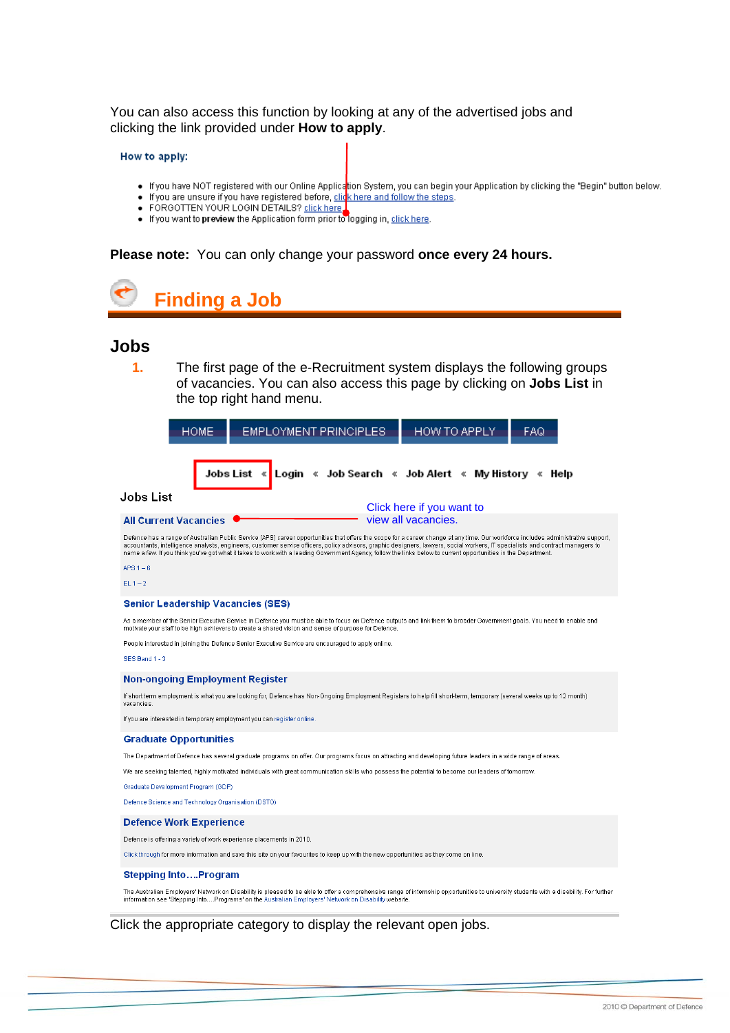You can also access this function by looking at any of the advertised jobs and clicking the link provided under **How to apply**.

**How to apply:**

- If you have NOT registered with our Online Application System, you can begin your Application by clicking the "Begin" button below.
- If you are unsure if you have registered before, click here and follow the steps.
- FORGOTTEN YOUR LOGIN DETAILS? click here.
- If you want to **preview** the Application form prior to logging in, click here.

**Please note:** You can only change your password **once every 24 hours.**

# Finding a Job

## Jobs

1. The first page of the e-Recruitment system displays the following groups of vacancies. You can also access this page by clicking on **Jobs List** in the top right hand menu.

HOME | EMPLOYMENT PRINCIPLES | HOW TO APPLY | FAQ

Jobs List « Login « Job Search « Job Alert « My History « Help

Jobs List

**All Current Vacancies**

Click here if you want to view all vacancies.

Defence has a range of Australian Public Service (APS) career opportunities that offers the scope for a career change at any time. Our workforce includes administrative support, accountants, intelligence analysts, engineers, customer service officers, policy advisors, graphic designers, lawyers, social workers, IT specialists and contract managers to name a few. If you think you've got what it takes to work with a leading Government Agency, follow the links below to current opportunities in the Department.

APS 1 – 6

EL 1 – 2

**Senior Leadership Vacancies (SES)**

As a member of the Senior Executive Service in Defence you must be able to focus on Defence outputs and link them to broader Government goals. You need to enable and motivate your staff to be high achievers to create a shared vision and sense of purpose for Defence.

People interested in joining the Defence Senior Executive Service are encouraged to apply online.

SES Band 1 - 3

**Non-ongoing Employment Register**

If short term employment is what you are looking for, Defence has Non-Ongoing Employment Registers to help fill short-term, temporary (several weeks up to 12 month) vacancies.

If you are interested in temporary employment you can register online

**Graduate Opportunities**

The Department of Defence has several graduate programs on offer. Our programs focus on attracting and developing future leaders in a wide range of areas.

We are seeking talented, highly motivated individuals with great communication skills who possess the potential to become our leaders of tomorrow.

Graduate Development Program (GDP)

Defence Science and Technology Organisation (DSTO)

**Defence Work Experience**

Defence is offering a variety of work experience placements in 2010.

Click through for more information and save this site on your favourites to keep up with the new opportunities as they come on line.

**Stepping Into….Program**

The Australian Employers' Network on Disability is pleased to be able to offer a comprehensive range of internship opportunities to university students with a disability. For further information see 'Stepping Into….Programs' on the Australian Employers' Network on Disability website.

Click the appropriate category to display the relevant open jobs.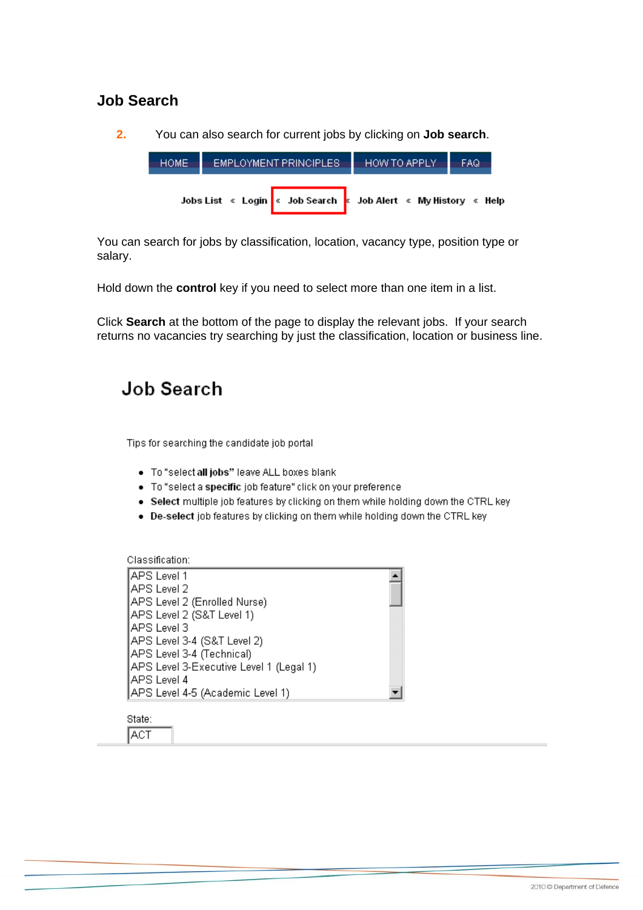## Job Search

2. You can also search for current jobs by clicking on **Job search**.

HOME | EMPLOYMENT PRINCIPLES | HOW TO APPLY | FAQ

Jobs List « Login « Job Search « Job Alert « My History « Help

You can search for jobs by classification, location, vacancy type, position type or salary.

Hold down the **control** key if you need to select more than one item in a list.

Click **Search** at the bottom of the page to display the relevant jobs. If your search returns no vacancies try searching by just the classification, location or business line.

## Job Search

Tips for searching the candidate job portal

- To "select **all jobs**" leave ALL boxes blank
- To "select a **specific** job feature" click on your preference
- **Select** multiple job features by clicking on them while holding down the CTRL key
- **De-select** job features by clicking on them while holding down the CTRL key

Classification:

- APS Level 1
- APS Level 2
- APS Level 2 (Enrolled Nurse)
- APS Level 2 (S&T Level 1)
- APS Level 3
- APS Level 3-4 (S&T Level 2)
- APS Level 3-4 (Technical)
- APS Level 3-Executive Level 1 (Legal 1)
- APS Level 4
- APS Level 4-5 (Academic Level 1)

State:

- ACT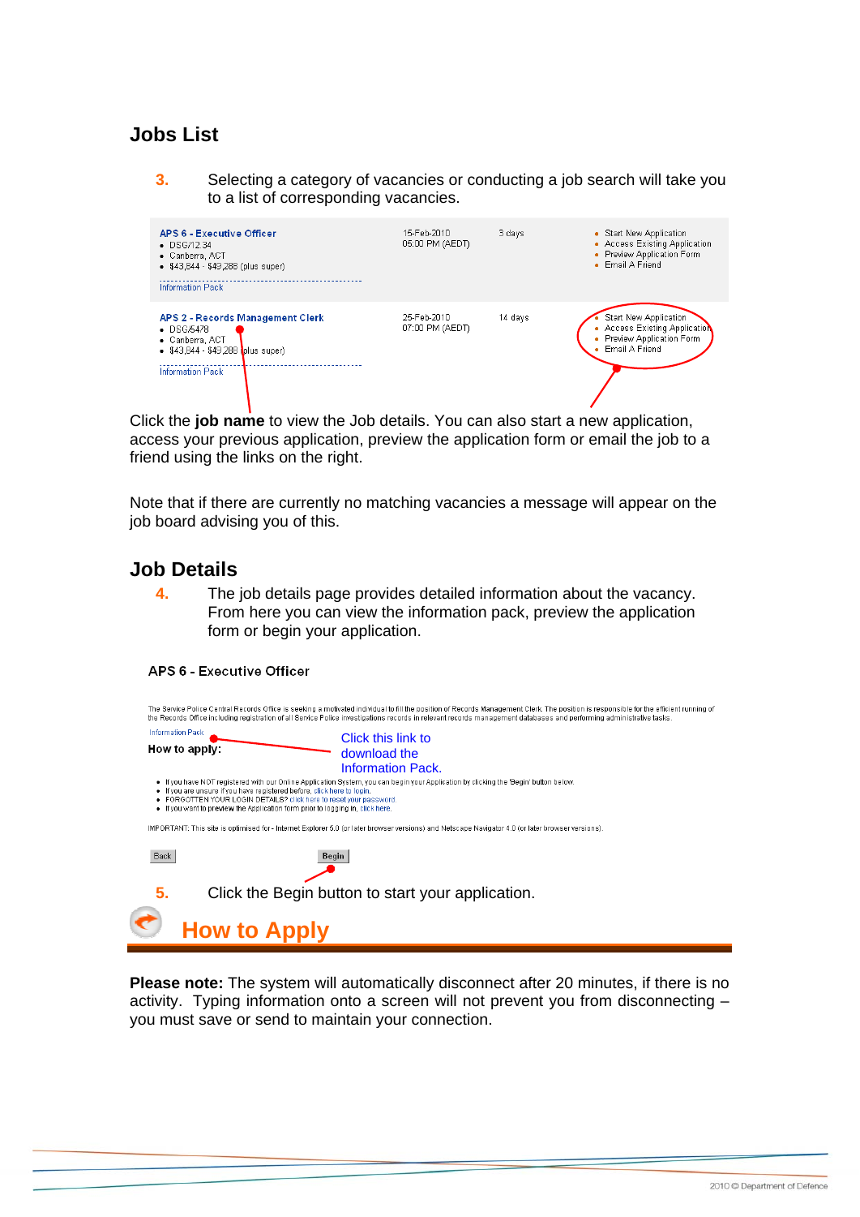## Jobs List

3. Selecting a category of vacancies or conducting a job search will take you to a list of corresponding vacancies.

| | | | |
|---|---|---|---|
| **APS 6 - Executive Officer**<br>• DSG/12 34<br>• Canberra, ACT<br>• $43,844 - $49,288 (plus super)<br>Information Pack | 15-Feb-2010<br>05:00 PM (AEDT) | 3 days | • Start New Application<br>• Access Existing Application<br>• Preview Application Form<br>• Email A Friend |
| **APS 2 - Records Management Clerk**<br>• DSG/5478<br>• Canberra, ACT<br>• $43,844 - $49,288 (plus super)<br>Information Pack | 25-Feb-2010<br>07:00 PM (AEDT) | 14 days | • Start New Application<br>• Access Existing Application<br>• Preview Application Form<br>• Email A Friend |

Click the **job name** to view the Job details. You can also start a new application, access your previous application, preview the application form or email the job to a friend using the links on the right.

Note that if there are currently no matching vacancies a message will appear on the job board advising you of this.

## Job Details

4. The job details page provides detailed information about the vacancy. From here you can view the information pack, preview the application form or begin your application.

**APS 6 - Executive Officer**

The Service Police Central Records Office is seeking a motivated individual to fill the position of Records Management Clerk. The position is responsible for the efficient running of the Records Office including registration of all Service Police investigations records in relevant records management databases and performing administrative tasks.

Information Pack

**How to apply:**

Click this link to download the Information Pack.

- If you have NOT registered with our Online Application System, you can begin your Application by clicking the 'Begin' button below.
- If you are unsure if you have registered before, click here to login.
- FORGOTTEN YOUR LOGIN DETAILS? click here to reset your password.
- If you want to preview the Application form prior to logging in, click here.

IMPORTANT: This site is optimised for - Internet Explorer 5.0 (or later browser versions) and Netscape Navigator 4.0 (or later browser versions).

Back Begin

5. Click the Begin button to start your application.

## How to Apply

**Please note:** The system will automatically disconnect after 20 minutes, if there is no activity. Typing information onto a screen will not prevent you from disconnecting – you must save or send to maintain your connection.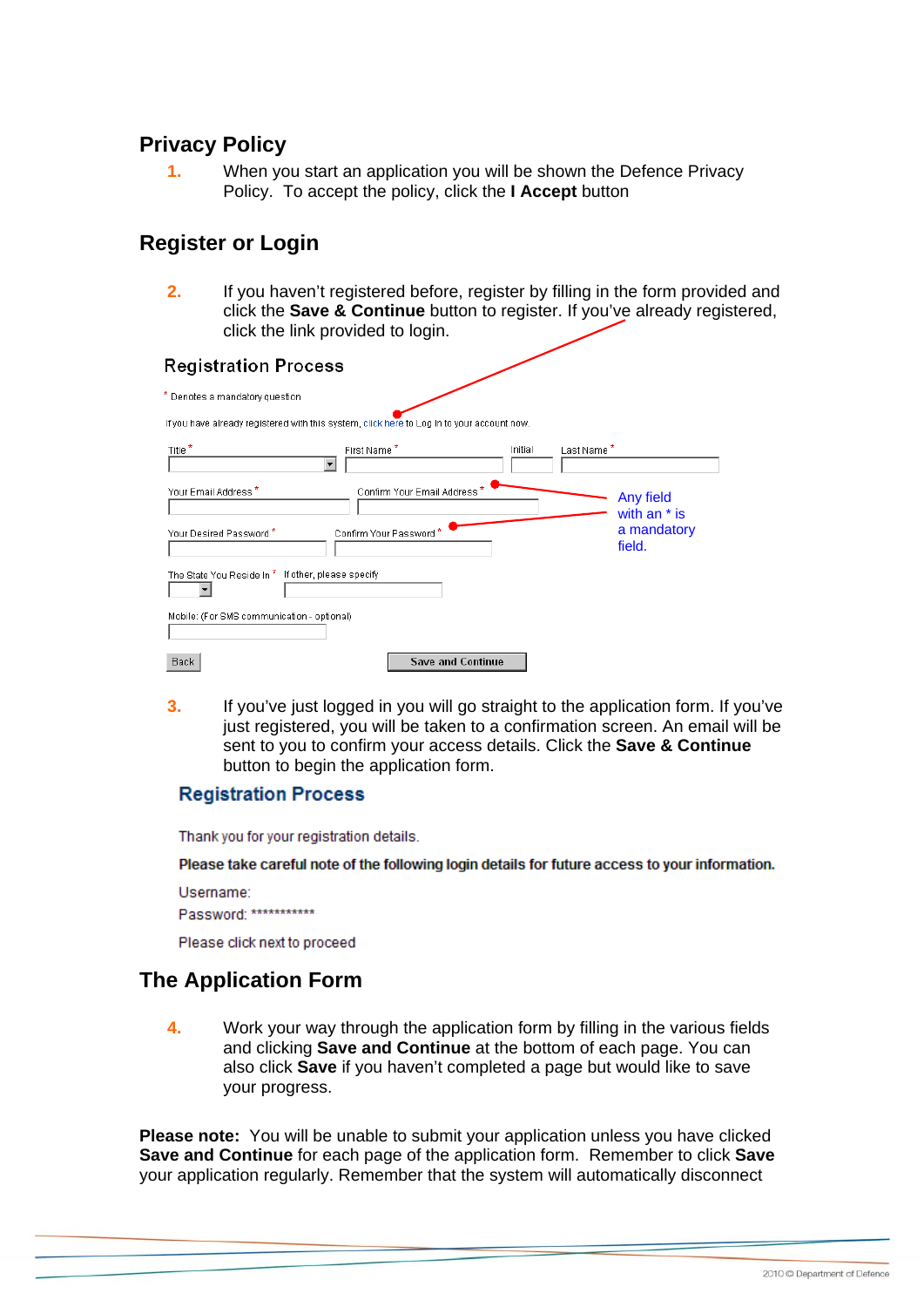## Privacy Policy

1. When you start an application you will be shown the Defence Privacy Policy. To accept the policy, click the **I Accept** button

## Register or Login

2. If you haven't registered before, register by filling in the form provided and click the **Save & Continue** button to register. If you've already registered, click the link provided to login.

Registration Process

\* Denotes a mandatory question

If you have already registered with this system, click here to Log in to your account now.

Title \* | First Name \* | Initial | Last Name \*

Your Email Address \* | Confirm Your Email Address \*

Your Desired Password \* | Confirm Your Password \*

The State You Reside In \* | If other, please specify

Mobile: (For SMS communication - optional)

Back | Save and Continue

Any field with an * is a mandatory field.

3. If you've just logged in you will go straight to the application form. If you've just registered, you will be taken to a confirmation screen. An email will be sent to you to confirm your access details. Click the **Save & Continue** button to begin the application form.

Registration Process

Thank you for your registration details.

**Please take careful note of the following login details for future access to your information.**

Username:

Password: ***********

Please click next to proceed

## The Application Form

4. Work your way through the application form by filling in the various fields and clicking **Save and Continue** at the bottom of each page. You can also click **Save** if you haven't completed a page but would like to save your progress.

**Please note:** You will be unable to submit your application unless you have clicked **Save and Continue** for each page of the application form. Remember to click **Save** your application regularly. Remember that the system will automatically disconnect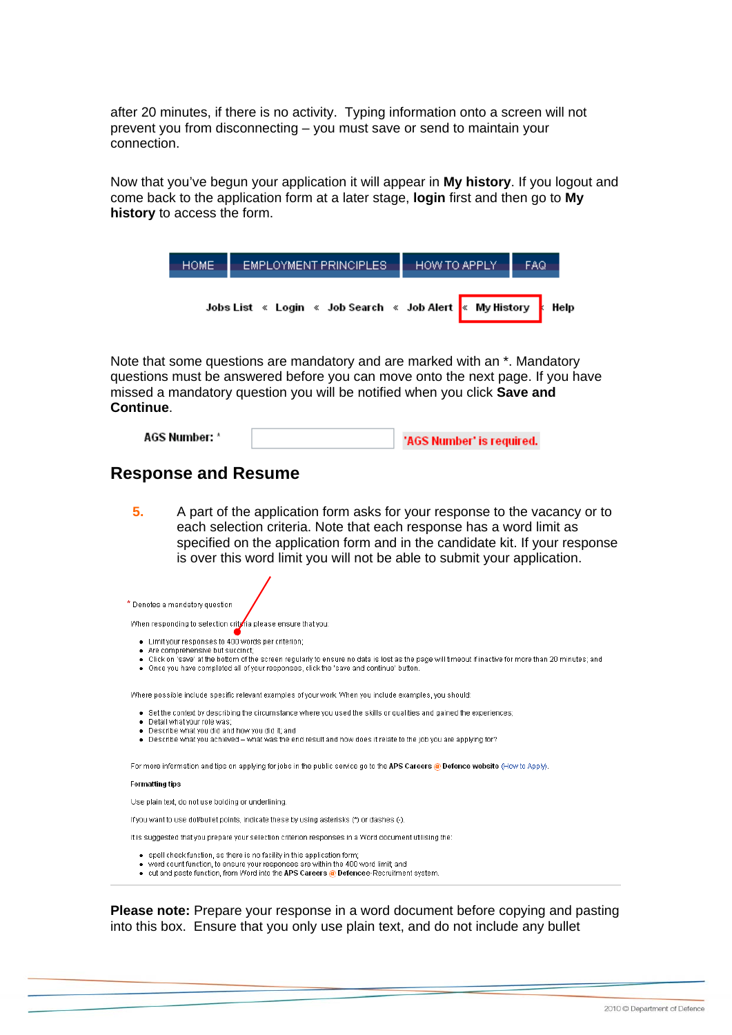after 20 minutes, if there is no activity. Typing information onto a screen will not prevent you from disconnecting – you must save or send to maintain your connection.

Now that you've begun your application it will appear in **My history**. If you logout and come back to the application form at a later stage, **login** first and then go to **My history** to access the form.

HOME | EMPLOYMENT PRINCIPLES | HOW TO APPLY | FAQ

Jobs List « Login « Job Search « Job Alert « My History « Help

Note that some questions are mandatory and are marked with an *. Mandatory questions must be answered before you can move onto the next page. If you have missed a mandatory question you will be notified when you click **Save and Continue**.

AGS Number: * 'AGS Number' is required.

## Response and Resume

**5.** A part of the application form asks for your response to the vacancy or to each selection criteria. Note that each response has a word limit as specified on the application form and in the candidate kit. If your response is over this word limit you will not be able to submit your application.

* Denotes a mandatory question

When responding to selection criteria please ensure that you:

- Limit your responses to 400 words per criterion;
- Are comprehensive but succinct;
- Click on 'save' at the bottom of the screen regularly to ensure no data is lost as the page will timeout if inactive for more than 20 minutes; and
- Once you have completed all of your responses, click the 'save and continue' button.

Where possible include specific relevant examples of your work. When you include examples, you should:

- Set the context by describing the circumstance where you used the skills or qualities and gained the experiences;
- Detail what your role was;
- Describe what you did and how you did it; and
- Describe what you achieved – what was the end result and how does it relate to the job you are applying for?

For more information and tips on applying for jobs in the public service go to the **APS Careers @ Defence website** (How to Apply).

**Formatting tips**

Use plain text, do not use bolding or underlining.

If you want to use dot/bullet points, indicate these by using asterisks (*) or dashes (-).

It is suggested that you prepare your selection criterion responses in a Word document utilising the:

- spell check function, as there is no facility in this application form;
- word count function, to ensure your responses are within the 400 word limit; and
- cut and paste function, from Word into the **APS Careers @ Defence**-Recruitment system.

**Please note:** Prepare your response in a word document before copying and pasting into this box. Ensure that you only use plain text, and do not include any bullet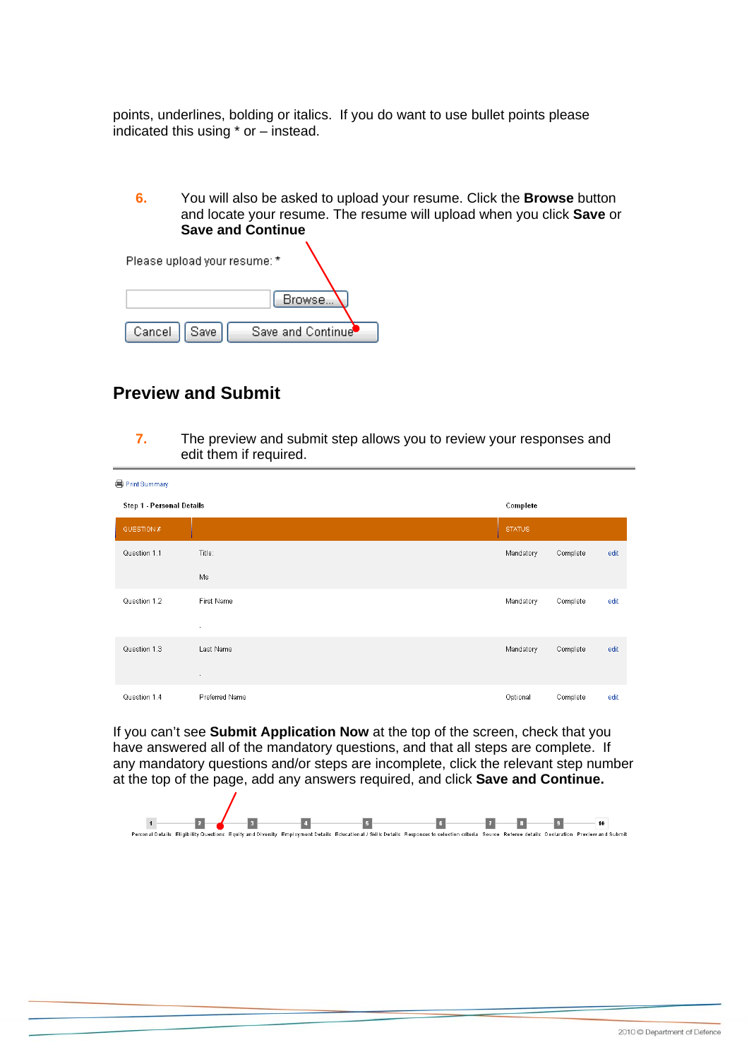points, underlines, bolding or italics.  If you do want to use bullet points please indicated this using * or – instead.

6. You will also be asked to upload your resume. Click the **Browse** button and locate your resume. The resume will upload when you click **Save** or **Save and Continue**

Please upload your resume: *

Browse...

Cancel | Save | Save and Continue

## Preview and Submit

7. The preview and submit step allows you to review your responses and edit them if required.

Print Summary

Step 1 - Personal Details — Complete

| QUESTION # | | STATUS | | |
|---|---|---|---|---|
| Question 1.1 | Title: Ms | Mandatory | Complete | edit |
| Question 1.2 | First Name . | Mandatory | Complete | edit |
| Question 1.3 | Last Name . | Mandatory | Complete | edit |
| Question 1.4 | Preferred Name | Optional | Complete | edit |

If you can't see **Submit Application Now** at the top of the screen, check that you have answered all of the mandatory questions, and that all steps are complete.  If any mandatory questions and/or steps are incomplete, click the relevant step number at the top of the page, add any answers required, and click **Save and Continue.**

1 Personal Details · 2 Eligibility Questions · 3 Equity and Diversity · 4 Employment Details · 5 Educational / Skills Details · 6 Responses to selection criteria · 7 Source · 8 Referee details · 9 Declaration · 10 Preview and Submit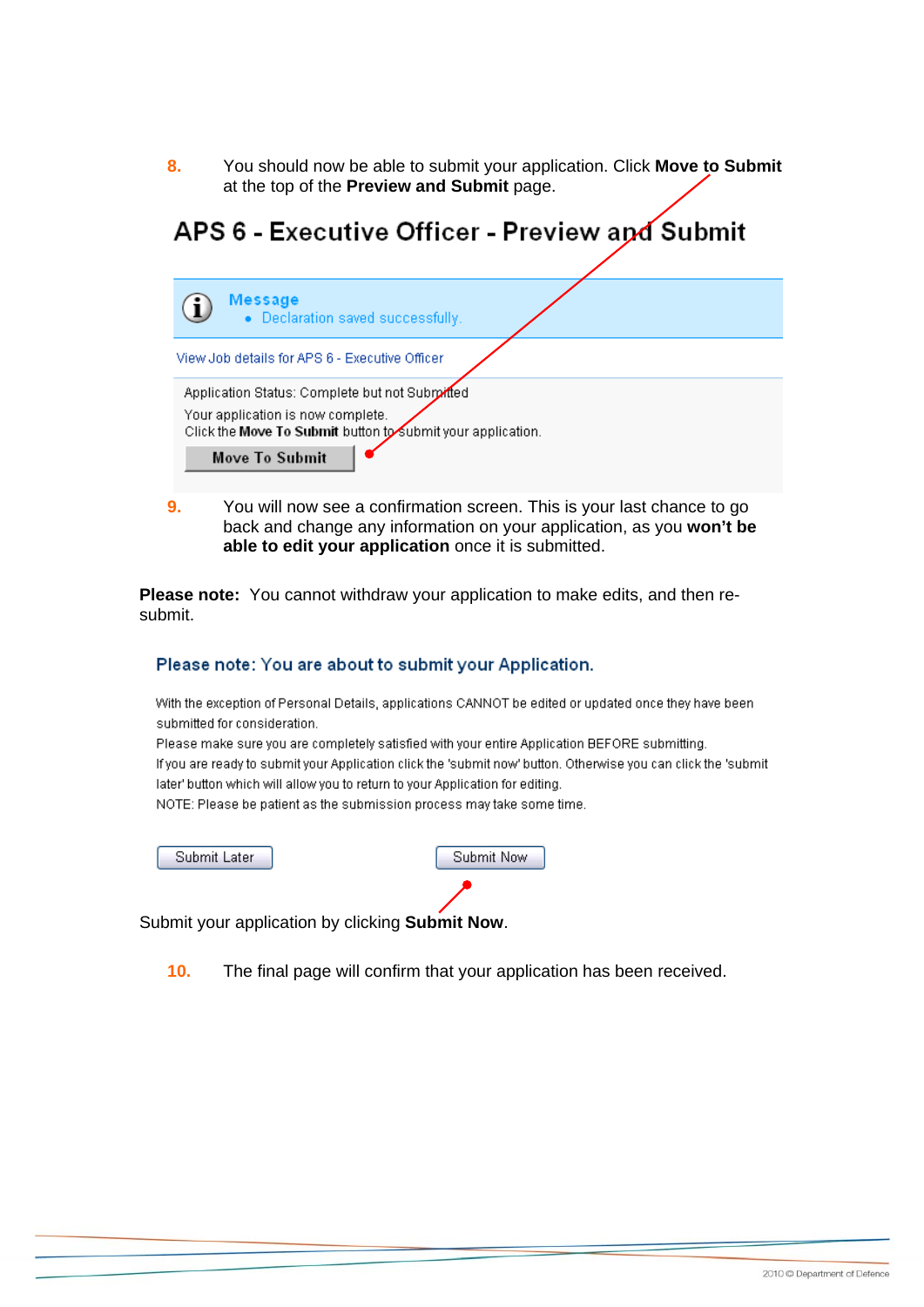8. You should now be able to submit your application. Click **Move to Submit** at the top of the **Preview and Submit** page.

## APS 6 - Executive Officer - Preview and Submit

**Message**

- Declaration saved successfully.

View Job details for APS 6 - Executive Officer

Application Status: Complete but not Submitted

Your application is now complete.
Click the **Move To Submit** button to submit your application.

**Move To Submit**

9. You will now see a confirmation screen. This is your last chance to go back and change any information on your application, as you **won't be able to edit your application** once it is submitted.

**Please note:** You cannot withdraw your application to make edits, and then re-submit.

### Please note: You are about to submit your Application.

With the exception of Personal Details, applications CANNOT be edited or updated once they have been submitted for consideration.
Please make sure you are completely satisfied with your entire Application BEFORE submitting.
If you are ready to submit your Application click the 'submit now' button. Otherwise you can click the 'submit later' button which will allow you to return to your Application for editing.
NOTE: Please be patient as the submission process may take some time.

Submit Later     Submit Now

Submit your application by clicking **Submit Now**.

10. The final page will confirm that your application has been received.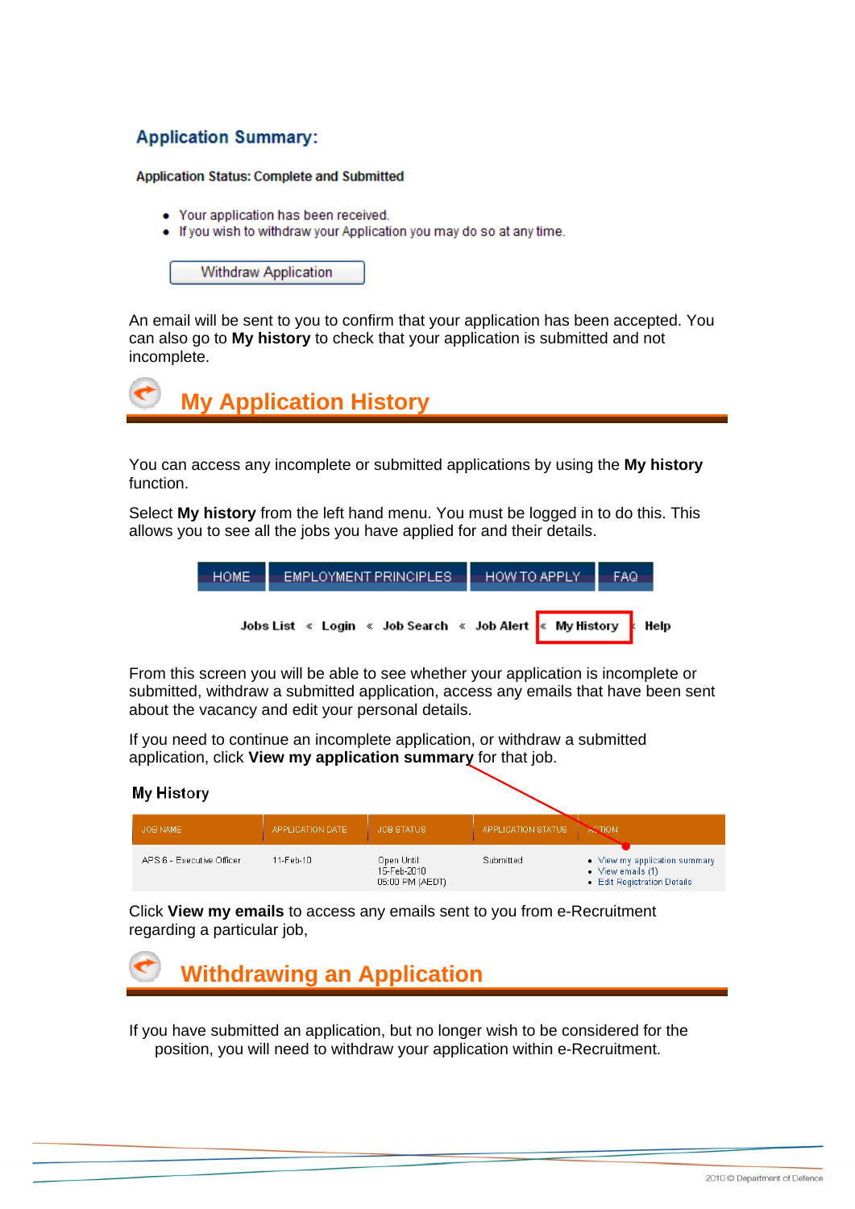**Application Summary:**

**Application Status: Complete and Submitted**

- Your application has been received.
- If you wish to withdraw your Application you may do so at any time.

Withdraw Application

An email will be sent to you to confirm that your application has been accepted. You can also go to **My history** to check that your application is submitted and not incomplete.

## My Application History

You can access any incomplete or submitted applications by using the **My history** function.

Select **My history** from the left hand menu. You must be logged in to do this. This allows you to see all the jobs you have applied for and their details.

HOME | EMPLOYMENT PRINCIPLES | HOW TO APPLY | FAQ

Jobs List « Login « Job Search « Job Alert « My History « Help

From this screen you will be able to see whether your application is incomplete or submitted, withdraw a submitted application, access any emails that have been sent about the vacancy and edit your personal details.

If you need to continue an incomplete application, or withdraw a submitted application, click **View my application summary** for that job.

**My History**

| JOB NAME | APPLICATION DATE | JOB STATUS | APPLICATION STATUS | ACTION |
|---|---|---|---|---|
| APS 6 - Executive Officer | 11-Feb-10 | Open Until 15-Feb-2010 05:00 PM (AEDT) | Submitted | • View my application summary • View emails (1) • Edit Registration Details |

Click **View my emails** to access any emails sent to you from e-Recruitment regarding a particular job,

## Withdrawing an Application

If you have submitted an application, but no longer wish to be considered for the position, you will need to withdraw your application within e-Recruitment.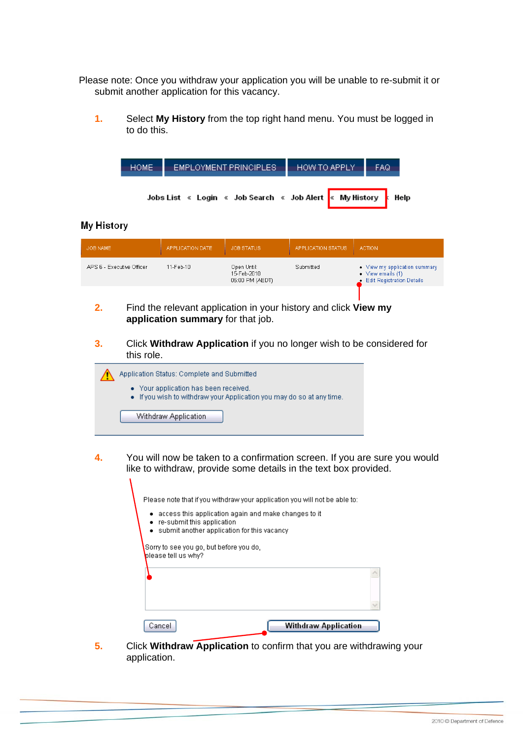Please note: Once you withdraw your application you will be unable to re-submit it or submit another application for this vacancy.

1. Select **My History** from the top right hand menu. You must be logged in to do this.

HOME | EMPLOYMENT PRINCIPLES | HOW TO APPLY | FAQ

Jobs List « Login « Job Search « Job Alert « My History « Help

**My History**

| JOB NAME | APPLICATION DATE | JOB STATUS | APPLICATION STATUS | ACTION |
|---|---|---|---|---|
| APS 6 - Executive Officer | 11-Feb-10 | Open Until: 15-Feb-2010 05:00 PM (AEDT) | Submitted | • View my application summary • View emails (1) • Edit Registration Details |

2. Find the relevant application in your history and click **View my application summary** for that job.

3. Click **Withdraw Application** if you no longer wish to be considered for this role.

Application Status: Complete and Submitted

- Your application has been received.
- If you wish to withdraw your Application you may do so at any time.

Withdraw Application

4. You will now be taken to a confirmation screen. If you are sure you would like to withdraw, provide some details in the text box provided.

Please note that if you withdraw your application you will not be able to:

- access this application again and make changes to it
- re-submit this application
- submit another application for this vacancy

Sorry to see you go, but before you do, please tell us why?

Cancel | Withdraw Application

5. Click **Withdraw Application** to confirm that you are withdrawing your application.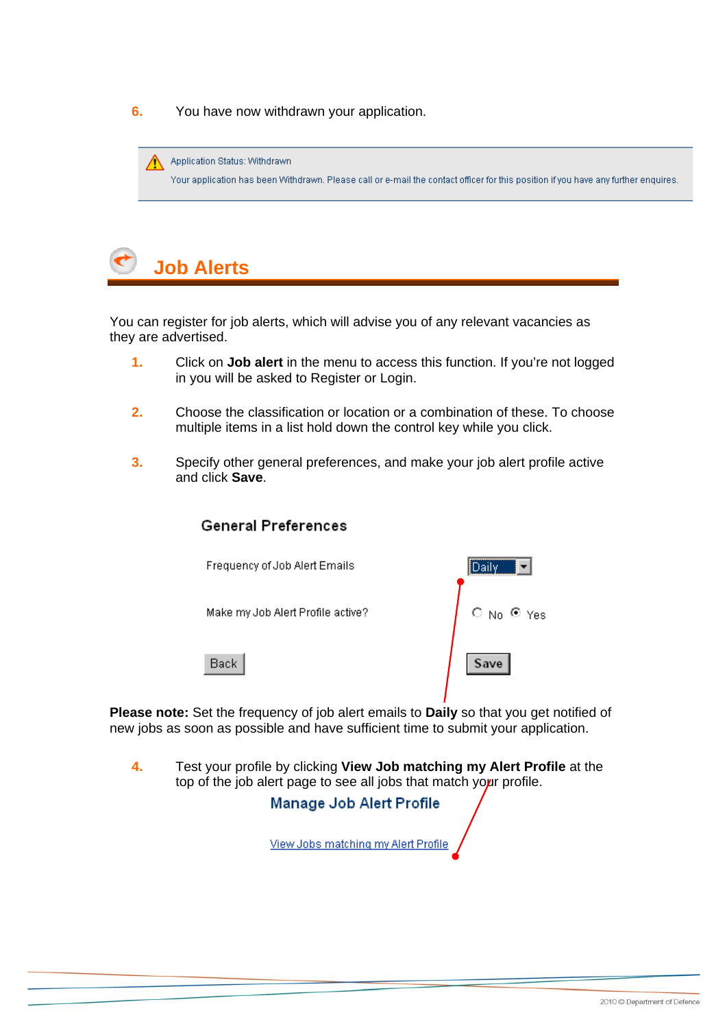6. You have now withdrawn your application.

Application Status: Withdrawn

Your application has been Withdrawn. Please call or e-mail the contact officer for this position if you have any further enquires.

## Job Alerts

You can register for job alerts, which will advise you of any relevant vacancies as they are advertised.

1. Click on **Job alert** in the menu to access this function. If you're not logged in you will be asked to Register or Login.

2. Choose the classification or location or a combination of these. To choose multiple items in a list hold down the control key while you click.

3. Specify other general preferences, and make your job alert profile active and click **Save**.

**General Preferences**

Frequency of Job Alert Emails — Daily

Make my Job Alert Profile active? — No / Yes

Back — Save

**Please note:** Set the frequency of job alert emails to **Daily** so that you get notified of new jobs as soon as possible and have sufficient time to submit your application.

4. Test your profile by clicking **View Job matching my Alert Profile** at the top of the job alert page to see all jobs that match your profile.

**Manage Job Alert Profile**

View Jobs matching my Alert Profile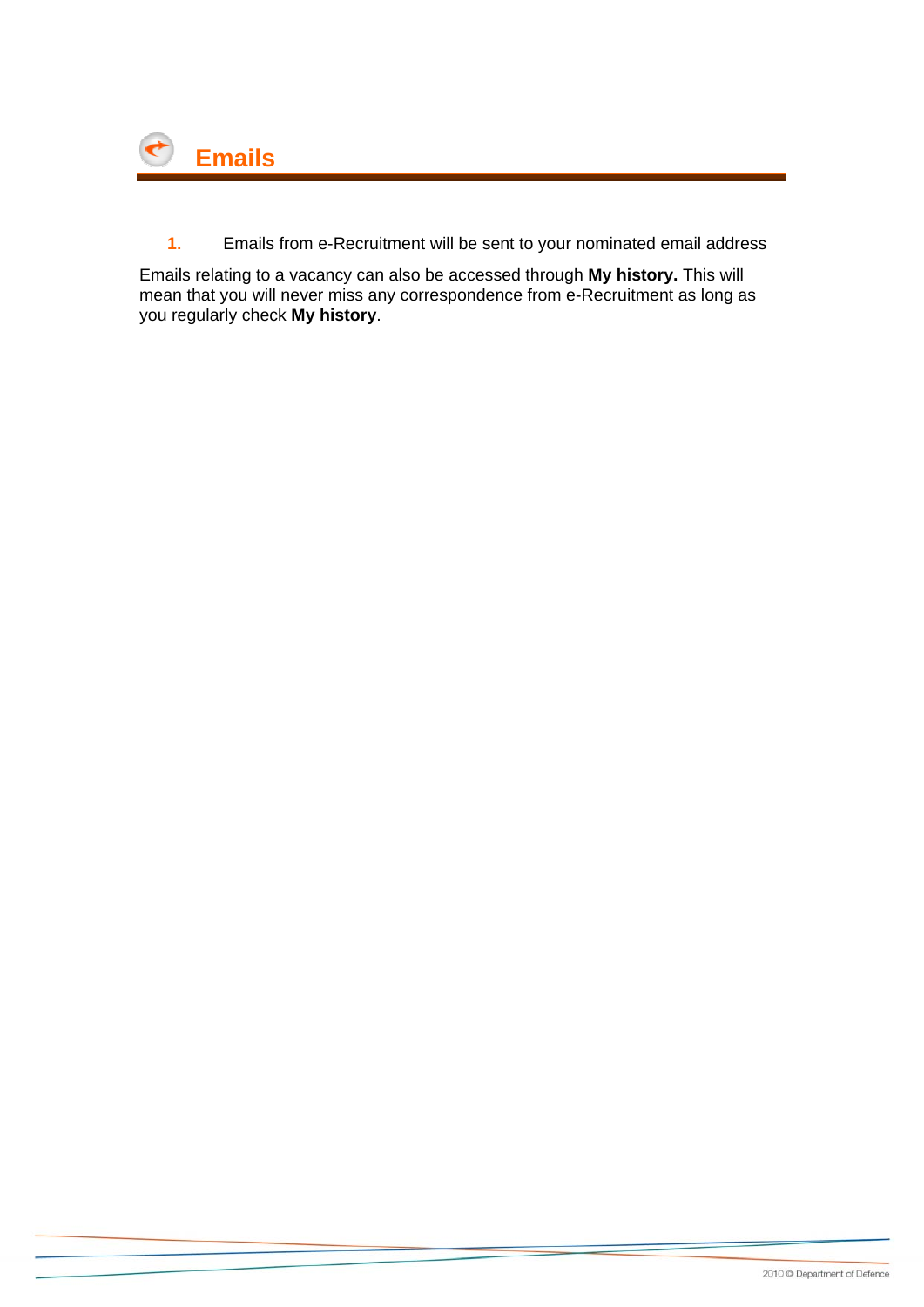# Emails

1. Emails from e-Recruitment will be sent to your nominated email address

Emails relating to a vacancy can also be accessed through **My history.** This will mean that you will never miss any correspondence from e-Recruitment as long as you regularly check **My history**.